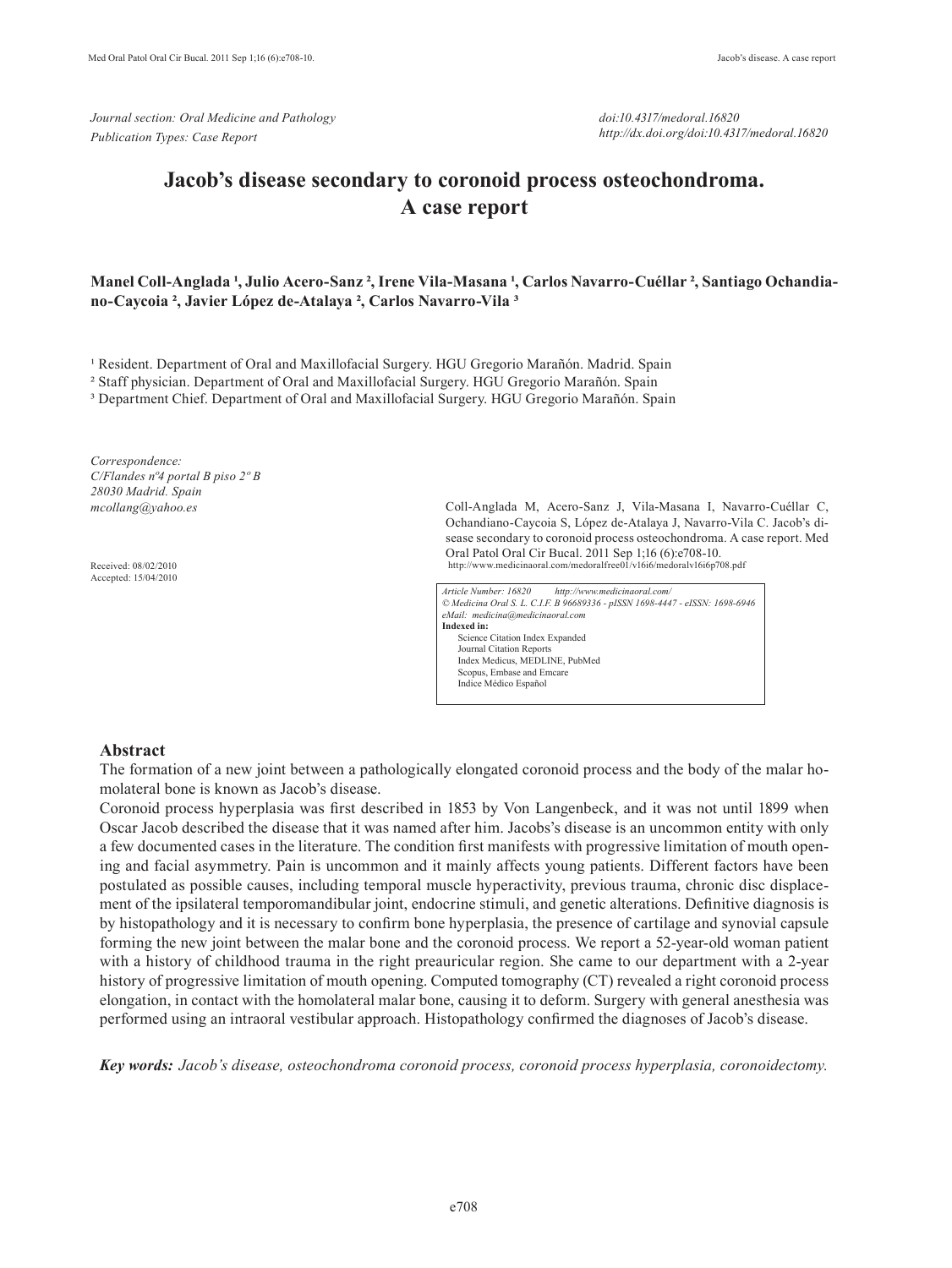*Journal section: Oral Medicine and Pathology*
*Publication Types: Case Report*

*doi:10.4317/medoral.16820*
*http://dx.doi.org/doi:10.4317/medoral.16820*

# Jacob's disease secondary to coronoid process osteochondroma. A case report

**Manel Coll-Anglada [1], Julio Acero-Sanz [2], Irene Vila-Masana [1], Carlos Navarro-Cuéllar [2], Santiago Ochandiano-Caycoia [2], Javier López de-Atalaya [2], Carlos Navarro-Vila [3]**

[1] Resident. Department of Oral and Maxillofacial Surgery. HGU Gregorio Marañón. Madrid. Spain
[2] Staff physician. Department of Oral and Maxillofacial Surgery. HGU Gregorio Marañón. Spain
[3] Department Chief. Department of Oral and Maxillofacial Surgery. HGU Gregorio Marañón. Spain

*Correspondence:*
*C/Flandes nº4 portal B piso 2º B*
*28030 Madrid. Spain*
*mcollang@yahoo.es*

Received: 08/02/2010
Accepted: 15/04/2010

Coll-Anglada M, Acero-Sanz J, Vila-Masana I, Navarro-Cuéllar C, Ochandiano-Caycoia S, López de-Atalaya J, Navarro-Vila C. Jacob's disease secondary to coronoid process osteochondroma. A case report. Med Oral Patol Oral Cir Bucal. 2011 Sep 1;16 (6):e708-10.
http://www.medicinaoral.com/medoralfree01/v16i6/medoralv16i6p708.pdf

*Article Number: 16820 http://www.medicinaoral.com/*
*© Medicina Oral S. L. C.I.F. B 96689336 - pISSN 1698-4447 - eISSN: 1698-6946*
*eMail: medicina@medicinaoral.com*
**Indexed in:**
Science Citation Index Expanded
Journal Citation Reports
Index Medicus, MEDLINE, PubMed
Scopus, Embase and Emcare
Indice Médico Español

## Abstract

The formation of a new joint between a pathologically elongated coronoid process and the body of the malar homolateral bone is known as Jacob's disease.

Coronoid process hyperplasia was first described in 1853 by Von Langenbeck, and it was not until 1899 when Oscar Jacob described the disease that it was named after him. Jacobs's disease is an uncommon entity with only a few documented cases in the literature. The condition first manifests with progressive limitation of mouth opening and facial asymmetry. Pain is uncommon and it mainly affects young patients. Different factors have been postulated as possible causes, including temporal muscle hyperactivity, previous trauma, chronic disc displacement of the ipsilateral temporomandibular joint, endocrine stimuli, and genetic alterations. Definitive diagnosis is by histopathology and it is necessary to confirm bone hyperplasia, the presence of cartilage and synovial capsule forming the new joint between the malar bone and the coronoid process. We report a 52-year-old woman patient with a history of childhood trauma in the right preauricular region. She came to our department with a 2-year history of progressive limitation of mouth opening. Computed tomography (CT) revealed a right coronoid process elongation, in contact with the homolateral malar bone, causing it to deform. Surgery with general anesthesia was performed using an intraoral vestibular approach. Histopathology confirmed the diagnoses of Jacob's disease.

***Key words:*** *Jacob's disease, osteochondroma coronoid process, coronoid process hyperplasia, coronoidectomy.*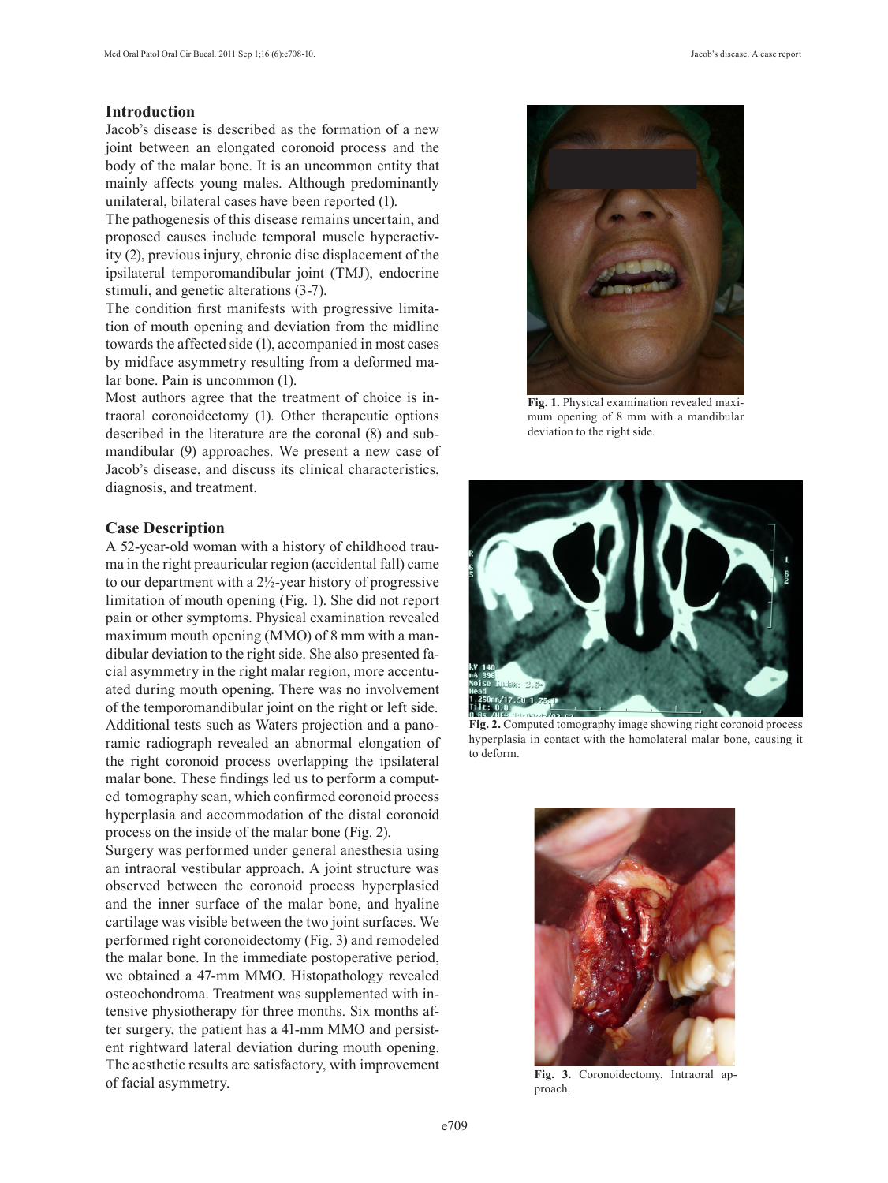## Introduction

Jacob's disease is described as the formation of a new joint between an elongated coronoid process and the body of the malar bone. It is an uncommon entity that mainly affects young males. Although predominantly unilateral, bilateral cases have been reported (1).

The pathogenesis of this disease remains uncertain, and proposed causes include temporal muscle hyperactivity (2), previous injury, chronic disc displacement of the ipsilateral temporomandibular joint (TMJ), endocrine stimuli, and genetic alterations (3-7).

The condition first manifests with progressive limitation of mouth opening and deviation from the midline towards the affected side (1), accompanied in most cases by midface asymmetry resulting from a deformed malar bone. Pain is uncommon (1).

Most authors agree that the treatment of choice is intraoral coronoidectomy (1). Other therapeutic options described in the literature are the coronal (8) and submandibular (9) approaches. We present a new case of Jacob's disease, and discuss its clinical characteristics, diagnosis, and treatment.

## Case Description

A 52-year-old woman with a history of childhood trauma in the right preauricular region (accidental fall) came to our department with a 2½-year history of progressive limitation of mouth opening (Fig. 1). She did not report pain or other symptoms. Physical examination revealed maximum mouth opening (MMO) of 8 mm with a mandibular deviation to the right side. She also presented facial asymmetry in the right malar region, more accentuated during mouth opening. There was no involvement of the temporomandibular joint on the right or left side. Additional tests such as Waters projection and a panoramic radiograph revealed an abnormal elongation of the right coronoid process overlapping the ipsilateral malar bone. These findings led us to perform a computed tomography scan, which confirmed coronoid process hyperplasia and accommodation of the distal coronoid process on the inside of the malar bone (Fig. 2).

Surgery was performed under general anesthesia using an intraoral vestibular approach. A joint structure was observed between the coronoid process hyperplasied and the inner surface of the malar bone, and hyaline cartilage was visible between the two joint surfaces. We performed right coronoidectomy (Fig. 3) and remodeled the malar bone. In the immediate postoperative period, we obtained a 47-mm MMO. Histopathology revealed osteochondroma. Treatment was supplemented with intensive physiotherapy for three months. Six months after surgery, the patient has a 41-mm MMO and persistent rightward lateral deviation during mouth opening. The aesthetic results are satisfactory, with improvement of facial asymmetry.

**Fig. 1.** Physical examination revealed maximum opening of 8 mm with a mandibular deviation to the right side.

**Fig. 2.** Computed tomography image showing right coronoid process hyperplasia in contact with the homolateral malar bone, causing it to deform.

**Fig. 3.** Coronoidectomy. Intraoral approach.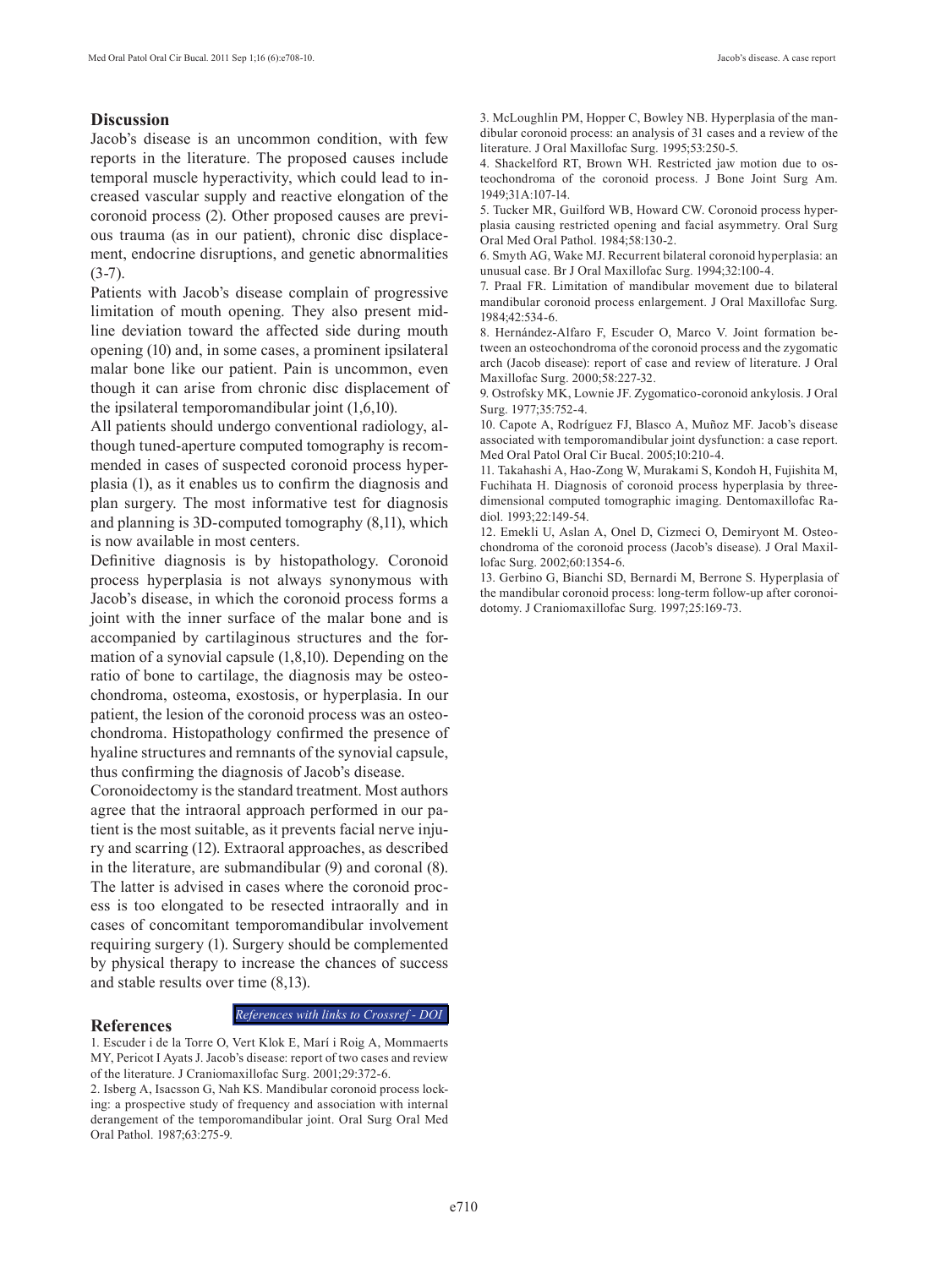## Discussion

Jacob's disease is an uncommon condition, with few reports in the literature. The proposed causes include temporal muscle hyperactivity, which could lead to increased vascular supply and reactive elongation of the coronoid process (2). Other proposed causes are previous trauma (as in our patient), chronic disc displacement, endocrine disruptions, and genetic abnormalities (3-7).

Patients with Jacob's disease complain of progressive limitation of mouth opening. They also present midline deviation toward the affected side during mouth opening (10) and, in some cases, a prominent ipsilateral malar bone like our patient. Pain is uncommon, even though it can arise from chronic disc displacement of the ipsilateral temporomandibular joint (1,6,10).

All patients should undergo conventional radiology, although tuned-aperture computed tomography is recommended in cases of suspected coronoid process hyperplasia (1), as it enables us to confirm the diagnosis and plan surgery. The most informative test for diagnosis and planning is 3D-computed tomography (8,11), which is now available in most centers.

Definitive diagnosis is by histopathology. Coronoid process hyperplasia is not always synonymous with Jacob's disease, in which the coronoid process forms a joint with the inner surface of the malar bone and is accompanied by cartilaginous structures and the formation of a synovial capsule (1,8,10). Depending on the ratio of bone to cartilage, the diagnosis may be osteochondroma, osteoma, exostosis, or hyperplasia. In our patient, the lesion of the coronoid process was an osteochondroma. Histopathology confirmed the presence of hyaline structures and remnants of the synovial capsule, thus confirming the diagnosis of Jacob's disease.

Coronoidectomy is the standard treatment. Most authors agree that the intraoral approach performed in our patient is the most suitable, as it prevents facial nerve injury and scarring (12). Extraoral approaches, as described in the literature, are submandibular (9) and coronal (8). The latter is advised in cases where the coronoid process is too elongated to be resected intraorally and in cases of concomitant temporomandibular involvement requiring surgery (1). Surgery should be complemented by physical therapy to increase the chances of success and stable results over time (8,13).

## References

*References with links to Crossref - DOI*

1. Escuder i de la Torre O, Vert Klok E, Marí i Roig A, Mommaerts MY, Pericot I Ayats J. Jacob's disease: report of two cases and review of the literature. J Craniomaxillofac Surg. 2001;29:372-6.
2. Isberg A, Isacsson G, Nah KS. Mandibular coronoid process locking: a prospective study of frequency and association with internal derangement of the temporomandibular joint. Oral Surg Oral Med Oral Pathol. 1987;63:275-9.
3. McLoughlin PM, Hopper C, Bowley NB. Hyperplasia of the mandibular coronoid process: an analysis of 31 cases and a review of the literature. J Oral Maxillofac Surg. 1995;53:250-5.
4. Shackelford RT, Brown WH. Restricted jaw motion due to osteochondroma of the coronoid process. J Bone Joint Surg Am. 1949;31A:107-14.
5. Tucker MR, Guilford WB, Howard CW. Coronoid process hyperplasia causing restricted opening and facial asymmetry. Oral Surg Oral Med Oral Pathol. 1984;58:130-2.
6. Smyth AG, Wake MJ. Recurrent bilateral coronoid hyperplasia: an unusual case. Br J Oral Maxillofac Surg. 1994;32:100-4.
7. Praal FR. Limitation of mandibular movement due to bilateral mandibular coronoid process enlargement. J Oral Maxillofac Surg. 1984;42:534-6.
8. Hernández-Alfaro F, Escuder O, Marco V. Joint formation between an osteochondroma of the coronoid process and the zygomatic arch (Jacob disease): report of case and review of literature. J Oral Maxillofac Surg. 2000;58:227-32.
9. Ostrofsky MK, Lownie JF. Zygomatico-coronoid ankylosis. J Oral Surg. 1977;35:752-4.
10. Capote A, Rodríguez FJ, Blasco A, Muñoz MF. Jacob's disease associated with temporomandibular joint dysfunction: a case report. Med Oral Patol Oral Cir Bucal. 2005;10:210-4.
11. Takahashi A, Hao-Zong W, Murakami S, Kondoh H, Fujishita M, Fuchihata H. Diagnosis of coronoid process hyperplasia by three-dimensional computed tomographic imaging. Dentomaxillofac Radiol. 1993;22:149-54.
12. Emekli U, Aslan A, Onel D, Cizmeci O, Demiryont M. Osteochondroma of the coronoid process (Jacob's disease). J Oral Maxillofac Surg. 2002;60:1354-6.
13. Gerbino G, Bianchi SD, Bernardi M, Berrone S. Hyperplasia of the mandibular coronoid process: long-term follow-up after coronoidotomy. J Craniomaxillofac Surg. 1997;25:169-73.